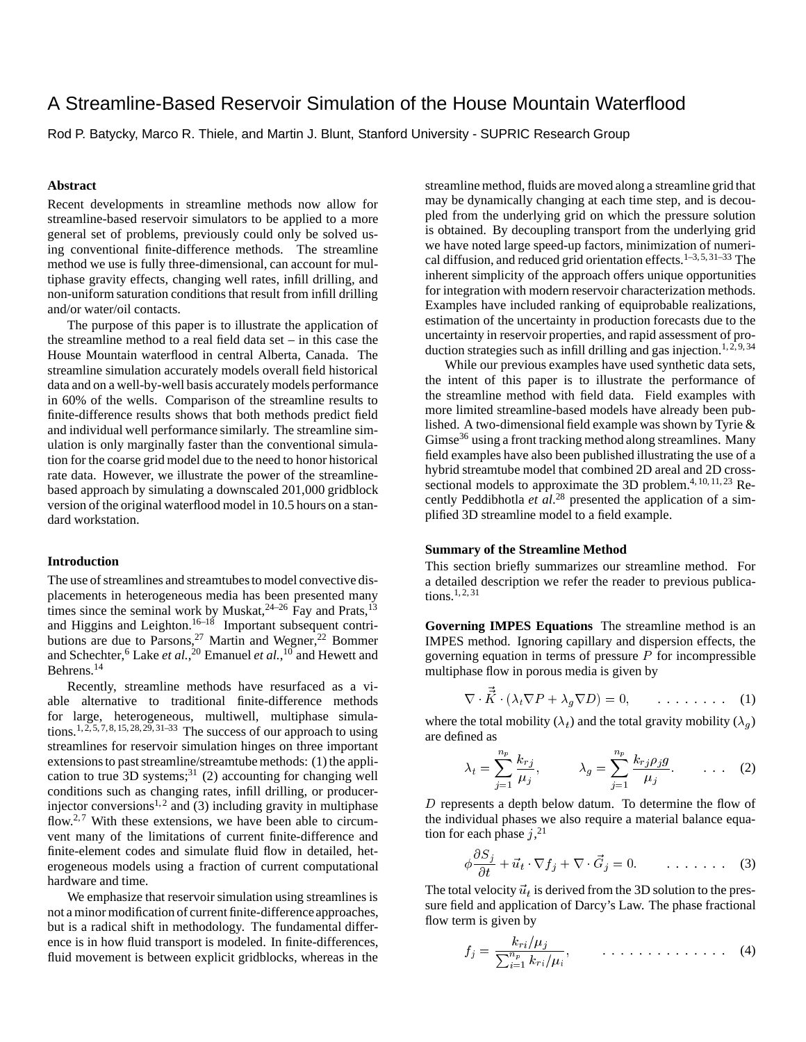# A Streamline-Based Reservoir Simulation of the House Mountain Waterflood

Rod P. Batycky, Marco R. Thiele, and Martin J. Blunt, Stanford University - SUPRIC Research Group

### Abstract

Recent developments in streamline methods now allow for streamline-based reservoir simulators to be applied to a more general set of problems, previously could only be solved using conventional finite-difference methods. The streamline method we use is fully three-dimensional, can account for multiphase gravity effects, changing well rates, infill drilling, and non-uniform saturation conditions that result from infill drilling and/or water/oil contacts.

The purpose of this paper is to illustrate the application of the streamline method to a real field data set – in this case the House Mountain waterflood in central Alberta, Canada. The streamline simulation accurately models overall field historical data and on a well-by-well basis accurately models performance in 60% of the wells. Comparison of the streamline results to finite-difference results shows that both methods predict field and individual well performance similarly. The streamline simulation is only marginally faster than the conventional simulation for the coarse grid model due to the need to honor historical rate data. However, we illustrate the power of the streamline-based approach by simulating a downscaled 201,000 gridblock version of the original waterflood model in 10.5 hours on a standard workstation.

### Introduction

The use of streamlines and streamtubes to model convective displacements in heterogeneous media has been presented many times since the seminal work by Muskat,[24–26] Fay and Prats,[13] and Higgins and Leighton.[16–18] Important subsequent contributions are due to Parsons,[27] Martin and Wegner,[22] Bommer and Schechter,[6] Lake *et al.*,[20] Emanuel *et al.*,[10] and Hewett and Behrens.[14]

Recently, streamline methods have resurfaced as a viable alternative to traditional finite-difference methods for large, heterogeneous, multiwell, multiphase simulations.[1,2,5,7,8,15,28,29,31–33] The success of our approach to using streamlines for reservoir simulation hinges on three important extensions to past streamline/streamtube methods: (1) the application to true 3D systems;[31] (2) accounting for changing well conditions such as changing rates, infill drilling, or producer-injector conversions[1,2] and (3) including gravity in multiphase flow.[2,7] With these extensions, we have been able to circumvent many of the limitations of current finite-difference and finite-element codes and simulate fluid flow in detailed, heterogeneous models using a fraction of current computational hardware and time.

We emphasize that reservoir simulation using streamlines is not a minor modification of current finite-difference approaches, but is a radical shift in methodology. The fundamental difference is in how fluid transport is modeled. In finite-differences, fluid movement is between explicit gridblocks, whereas in the streamline method, fluids are moved along a streamline grid that may be dynamically changing at each time step, and is decoupled from the underlying grid on which the pressure solution is obtained. By decoupling transport from the underlying grid we have noted large speed-up factors, minimization of numerical diffusion, and reduced grid orientation effects.[1–3,5,31–33] The inherent simplicity of the approach offers unique opportunities for integration with modern reservoir characterization methods. Examples have included ranking of equiprobable realizations, estimation of the uncertainty in production forecasts due to the uncertainty in reservoir properties, and rapid assessment of production strategies such as infill drilling and gas injection.[1,2,9,34]

While our previous examples have used synthetic data sets, the intent of this paper is to illustrate the performance of the streamline method with field data. Field examples with more limited streamline-based models have already been published. A two-dimensional field example was shown by Tyrie & Gimse[36] using a front tracking method along streamlines. Many field examples have also been published illustrating the use of a hybrid streamtube model that combined 2D areal and 2D cross-sectional models to approximate the 3D problem.[4,10,11,23] Recently Peddibhotla *et al.*[28] presented the application of a simplified 3D streamline model to a field example.

### Summary of the Streamline Method

This section briefly summarizes our streamline method. For a detailed description we refer the reader to previous publications.[1,2,31]

**Governing IMPES Equations** The streamline method is an IMPES method. Ignoring capillary and dispersion effects, the governing equation in terms of pressure $P$ for incompressible multiphase flow in porous media is given by

$$\nabla \cdot \vec{\vec{K}} \cdot (\lambda_t \nabla P + \lambda_g \nabla D) = 0, \qquad (1)$$

where the total mobility ($\lambda_t$) and the total gravity mobility ($\lambda_g$) are defined as

$$\lambda_t = \sum_{j=1}^{n_p} \frac{k_{rj}}{\mu_j}, \qquad \lambda_g = \sum_{j=1}^{n_p} \frac{k_{rj}\rho_j g}{\mu_j}. \qquad (2)$$

$D$ represents a depth below datum. To determine the flow of the individual phases we also require a material balance equation for each phase $j$,[21]

$$\phi \frac{\partial S_j}{\partial t} + \vec{u}_t \cdot \nabla f_j + \nabla \cdot \vec{G}_j = 0. \qquad (3)$$

The total velocity $\vec{u}_t$ is derived from the 3D solution to the pressure field and application of Darcy's Law. The phase fractional flow term is given by

$$f_j = \frac{k_{rj}/\mu_j}{\sum_{i=1}^{n_p} k_{ri}/\mu_i}, \qquad (4)$$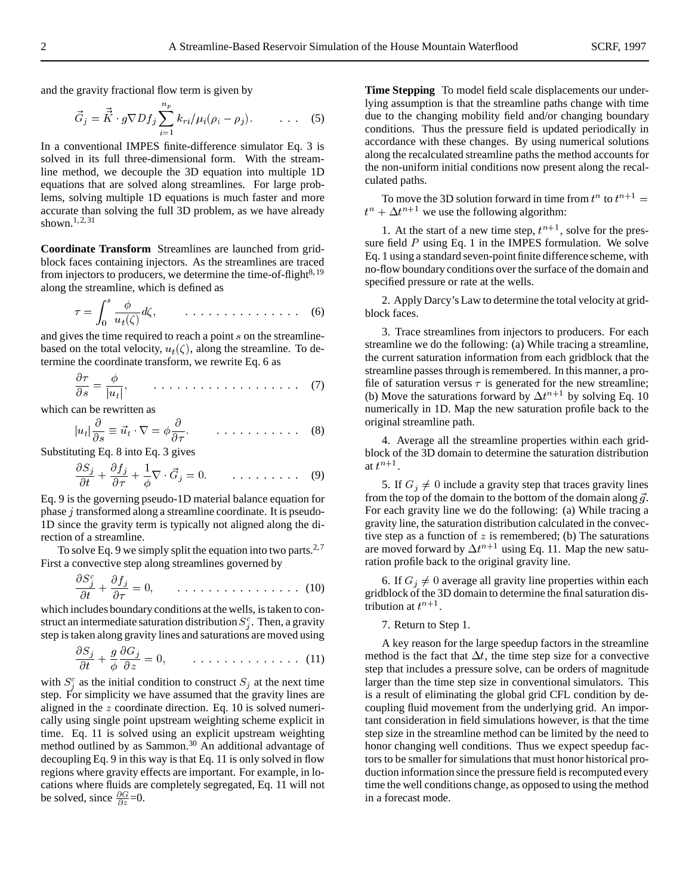and the gravity fractional flow term is given by

$$\vec{G}_j = \vec{\vec{K}} \cdot g\nabla D f_j \sum_{i=1}^{n_p} k_{ri}/\mu_i(\rho_i - \rho_j). \qquad \ldots \quad (5)$$

In a conventional IMPES finite-difference simulator Eq. 3 is solved in its full three-dimensional form. With the streamline method, we decouple the 3D equation into multiple 1D equations that are solved along streamlines. For large problems, solving multiple 1D equations is much faster and more accurate than solving the full 3D problem, as we have already shown.[1,2,31]

**Coordinate Transform** Streamlines are launched from gridblock faces containing injectors. As the streamlines are traced from injectors to producers, we determine the time-of-flight[8,19] along the streamline, which is defined as

$$\tau = \int_0^s \frac{\phi}{u_t(\zeta)} d\zeta, \qquad \ldots\ldots\ldots\ldots\ldots \quad (6)$$

and gives the time required to reach a point $s$ on the streamline-based on the total velocity, $u_t(\zeta)$, along the streamline. To determine the coordinate transform, we rewrite Eq. 6 as

$$\frac{\partial \tau}{\partial s} = \frac{\phi}{|u_t|}, \qquad \ldots\ldots\ldots\ldots\ldots\ldots \quad (7)$$

which can be rewritten as

$$|u_t| \frac{\partial}{\partial s} \equiv \vec{u}_t \cdot \nabla = \phi \frac{\partial}{\partial \tau}. \qquad \ldots\ldots\ldots\ldots \quad (8)$$

Substituting Eq. 8 into Eq. 3 gives

$$\frac{\partial S_j}{\partial t} + \frac{\partial f_j}{\partial \tau} + \frac{1}{\phi}\nabla \cdot \vec{G}_j = 0. \qquad \ldots\ldots\ldots \quad (9)$$

Eq. 9 is the governing pseudo-1D material balance equation for phase $j$ transformed along a streamline coordinate. It is pseudo-1D since the gravity term is typically not aligned along the direction of a streamline.

To solve Eq. 9 we simply split the equation into two parts.[2,7] First a convective step along streamlines governed by

$$\frac{\partial S_j^c}{\partial t} + \frac{\partial f_j}{\partial \tau} = 0, \qquad \ldots\ldots\ldots\ldots\ldots \quad (10)$$

which includes boundary conditions at the wells, is taken to construct an intermediate saturation distribution $S_j^c$. Then, a gravity step is taken along gravity lines and saturations are moved using

$$\frac{\partial S_j}{\partial t} + \frac{g}{\phi}\frac{\partial G_j}{\partial z} = 0, \qquad \ldots\ldots\ldots\ldots\ldots \quad (11)$$

with $S_j^c$ as the initial condition to construct $S_j$ at the next time step. For simplicity we have assumed that the gravity lines are aligned in the $z$ coordinate direction. Eq. 10 is solved numerically using single point upstream weighting scheme explicit in time. Eq. 11 is solved using an explicit upstream weighting method outlined by as Sammon.[30] An additional advantage of decoupling Eq. 9 in this way is that Eq. 11 is only solved in flow regions where gravity effects are important. For example, in locations where fluids are completely segregated, Eq. 11 will not be solved, since $\frac{\partial G}{\partial z}$=0.

**Time Stepping** To model field scale displacements our underlying assumption is that the streamline paths change with time due to the changing mobility field and/or changing boundary conditions. Thus the pressure field is updated periodically in accordance with these changes. By using numerical solutions along the recalculated streamline paths the method accounts for the non-uniform initial conditions now present along the recalculated paths.

To move the 3D solution forward in time from $t^n$ to $t^{n+1} = t^n + \Delta t^{n+1}$ we use the following algorithm:

1. At the start of a new time step, $t^{n+1}$, solve for the pressure field $P$ using Eq. 1 in the IMPES formulation. We solve Eq. 1 using a standard seven-point finite difference scheme, with no-flow boundary conditions over the surface of the domain and specified pressure or rate at the wells.

2. Apply Darcy's Law to determine the total velocity at gridblock faces.

3. Trace streamlines from injectors to producers. For each streamline we do the following: (a) While tracing a streamline, the current saturation information from each gridblock that the streamline passes through is remembered. In this manner, a profile of saturation versus $\tau$ is generated for the new streamline; (b) Move the saturations forward by $\Delta t^{n+1}$ by solving Eq. 10 numerically in 1D. Map the new saturation profile back to the original streamline path.

4. Average all the streamline properties within each gridblock of the 3D domain to determine the saturation distribution at $t^{n+1}$.

5. If $G_j \neq 0$ include a gravity step that traces gravity lines from the top of the domain to the bottom of the domain along $\vec{g}$. For each gravity line we do the following: (a) While tracing a gravity line, the saturation distribution calculated in the convective step as a function of $z$ is remembered; (b) The saturations are moved forward by $\Delta t^{n+1}$ using Eq. 11. Map the new saturation profile back to the original gravity line.

6. If $G_j \neq 0$ average all gravity line properties within each gridblock of the 3D domain to determine the final saturation distribution at $t^{n+1}$.

7. Return to Step 1.

A key reason for the large speedup factors in the streamline method is the fact that $\Delta t$, the time step size for a convective step that includes a pressure solve, can be orders of magnitude larger than the time step size in conventional simulators. This is a result of eliminating the global grid CFL condition by decoupling fluid movement from the underlying grid. An important consideration in field simulations however, is that the time step size in the streamline method can be limited by the need to honor changing well conditions. Thus we expect speedup factors to be smaller for simulations that must honor historical production information since the pressure field is recomputed every time the well conditions change, as opposed to using the method in a forecast mode.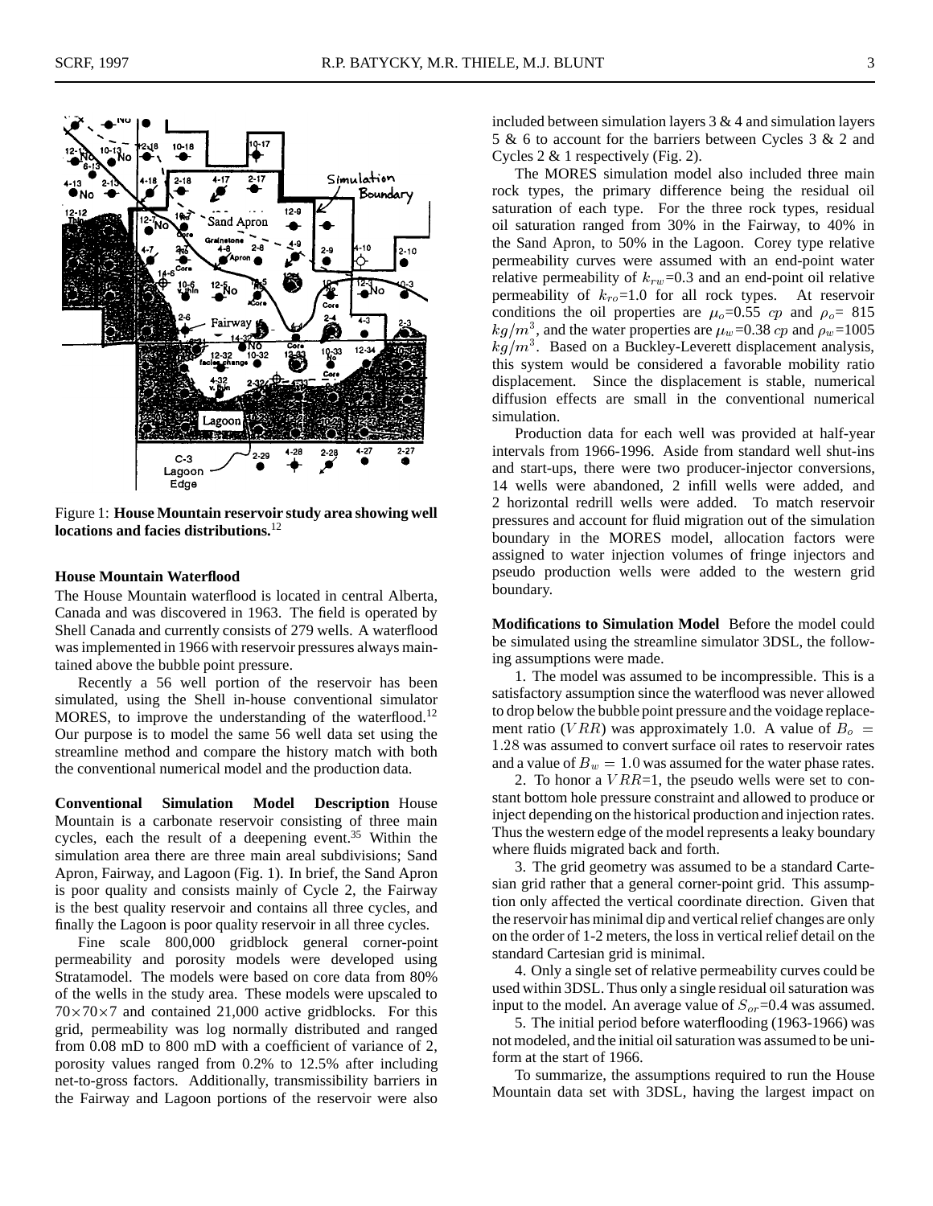Figure 1: **House Mountain reservoir study area showing well locations and facies distributions.**[12]

### House Mountain Waterflood

The House Mountain waterflood is located in central Alberta, Canada and was discovered in 1963. The field is operated by Shell Canada and currently consists of 279 wells. A waterflood was implemented in 1966 with reservoir pressures always maintained above the bubble point pressure.

Recently a 56 well portion of the reservoir has been simulated, using the Shell in-house conventional simulator MORES, to improve the understanding of the waterflood.[12] Our purpose is to model the same 56 well data set using the streamline method and compare the history match with both the conventional numerical model and the production data.

**Conventional Simulation Model Description** House Mountain is a carbonate reservoir consisting of three main cycles, each the result of a deepening event.[35] Within the simulation area there are three main areal subdivisions; Sand Apron, Fairway, and Lagoon (Fig. 1). In brief, the Sand Apron is poor quality and consists mainly of Cycle 2, the Fairway is the best quality reservoir and contains all three cycles, and finally the Lagoon is poor quality reservoir in all three cycles.

Fine scale 800,000 gridblock general corner-point permeability and porosity models were developed using Stratamodel. The models were based on core data from 80% of the wells in the study area. These models were upscaled to $70\times70\times7$ and contained 21,000 active gridblocks. For this grid, permeability was log normally distributed and ranged from 0.08 mD to 800 mD with a coefficient of variance of 2, porosity values ranged from 0.2% to 12.5% after including net-to-gross factors. Additionally, transmissibility barriers in the Fairway and Lagoon portions of the reservoir were also included between simulation layers 3 & 4 and simulation layers 5 & 6 to account for the barriers between Cycles 3 & 2 and Cycles 2 & 1 respectively (Fig. 2).

The MORES simulation model also included three main rock types, the primary difference being the residual oil saturation of each type. For the three rock types, residual oil saturation ranged from 30% in the Fairway, to 40% in the Sand Apron, to 50% in the Lagoon. Corey type relative permeability curves were assumed with an end-point water relative permeability of $k_{rw}$=0.3 and an end-point oil relative permeability of $k_{ro}$=1.0 for all rock types. At reservoir conditions the oil properties are $\mu_o$=0.55 $cp$ and $\rho_o$= 815 $kg/m^3$, and the water properties are $\mu_w$=0.38 $cp$ and $\rho_w$=1005 $kg/m^3$. Based on a Buckley-Leverett displacement analysis, this system would be considered a favorable mobility ratio displacement. Since the displacement is stable, numerical diffusion effects are small in the conventional numerical simulation.

Production data for each well was provided at half-year intervals from 1966-1996. Aside from standard well shut-ins and start-ups, there were two producer-injector conversions, 14 wells were abandoned, 2 infill wells were added, and 2 horizontal redrill wells were added. To match reservoir pressures and account for fluid migration out of the simulation boundary in the MORES model, allocation factors were assigned to water injection volumes of fringe injectors and pseudo production wells were added to the western grid boundary.

**Modifications to Simulation Model** Before the model could be simulated using the streamline simulator 3DSL, the following assumptions were made.

1. The model was assumed to be incompressible. This is a satisfactory assumption since the waterflood was never allowed to drop below the bubble point pressure and the voidage replacement ratio ($VRR$) was approximately 1.0. A value of $B_o = 1.28$ was assumed to convert surface oil rates to reservoir rates and a value of $B_w = 1.0$ was assumed for the water phase rates.

2. To honor a $VRR$=1, the pseudo wells were set to constant bottom hole pressure constraint and allowed to produce or inject depending on the historical production and injection rates. Thus the western edge of the model represents a leaky boundary where fluids migrated back and forth.

3. The grid geometry was assumed to be a standard Cartesian grid rather that a general corner-point grid. This assumption only affected the vertical coordinate direction. Given that the reservoir has minimal dip and vertical relief changes are only on the order of 1-2 meters, the loss in vertical relief detail on the standard Cartesian grid is minimal.

4. Only a single set of relative permeability curves could be used within 3DSL. Thus only a single residual oil saturation was input to the model. An average value of $S_{or}$=0.4 was assumed.

5. The initial period before waterflooding (1963-1966) was not modeled, and the initial oil saturation was assumed to be uniform at the start of 1966.

To summarize, the assumptions required to run the House Mountain data set with 3DSL, having the largest impact on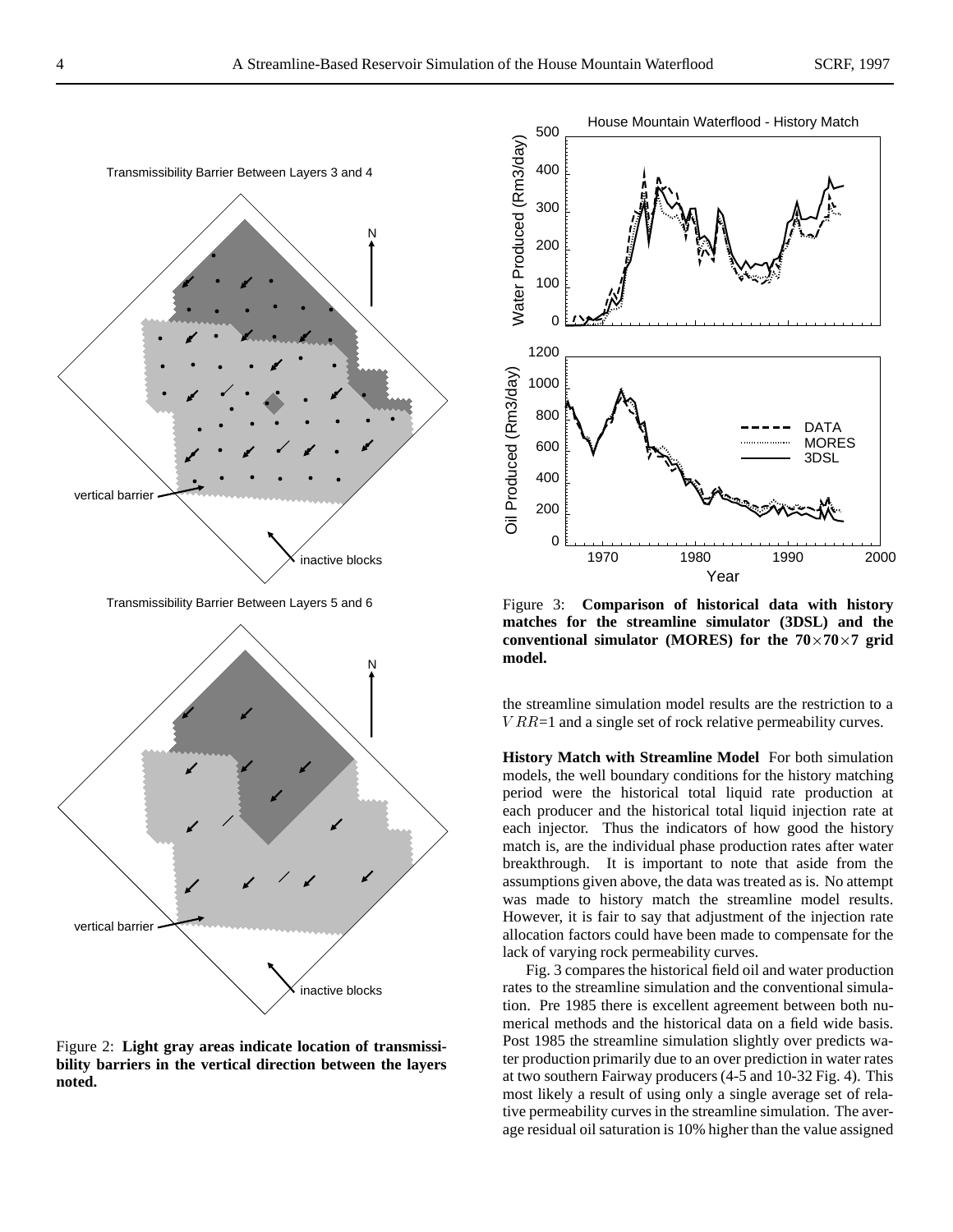Transmissibility Barrier Between Layers 3 and 4

Transmissibility Barrier Between Layers 5 and 6

Figure 2: **Light gray areas indicate location of transmissibility barriers in the vertical direction between the layers noted.**

Figure 3: **Comparison of historical data with history matches for the streamline simulator (3DSL) and the conventional simulator (MORES) for the 70×70×7 grid model.**

the streamline simulation model results are the restriction to a $VRR$=1 and a single set of rock relative permeability curves.

**History Match with Streamline Model** For both simulation models, the well boundary conditions for the history matching period were the historical total liquid rate production at each producer and the historical total liquid injection rate at each injector. Thus the indicators of how good the history match is, are the individual phase production rates after water breakthrough. It is important to note that aside from the assumptions given above, the data was treated as is. No attempt was made to history match the streamline model results. However, it is fair to say that adjustment of the injection rate allocation factors could have been made to compensate for the lack of varying rock permeability curves.

Fig. 3 compares the historical field oil and water production rates to the streamline simulation and the conventional simulation. Pre 1985 there is excellent agreement between both numerical methods and the historical data on a field wide basis. Post 1985 the streamline simulation slightly over predicts water production primarily due to an over prediction in water rates at two southern Fairway producers (4-5 and 10-32 Fig. 4). This most likely a result of using only a single average set of relative permeability curves in the streamline simulation. The average residual oil saturation is 10% higher than the value assigned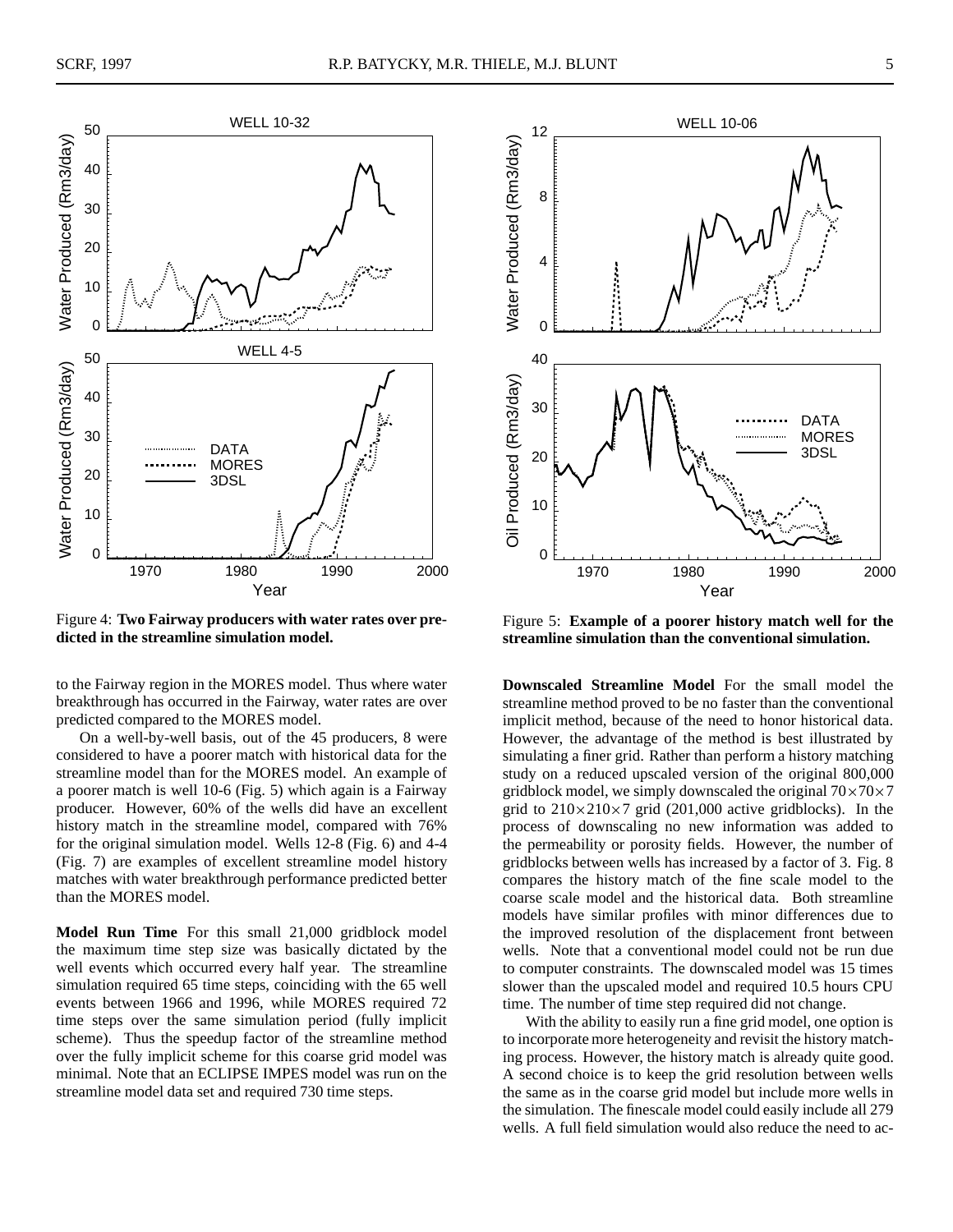Figure 4: **Two Fairway producers with water rates over predicted in the streamline simulation model.**

Figure 5: **Example of a poorer history match well for the streamline simulation than the conventional simulation.**

to the Fairway region in the MORES model. Thus where water breakthrough has occurred in the Fairway, water rates are over predicted compared to the MORES model.

On a well-by-well basis, out of the 45 producers, 8 were considered to have a poorer match with historical data for the streamline model than for the MORES model. An example of a poorer match is well 10-6 (Fig. 5) which again is a Fairway producer. However, 60% of the wells did have an excellent history match in the streamline model, compared with 76% for the original simulation model. Wells 12-8 (Fig. 6) and 4-4 (Fig. 7) are examples of excellent streamline model history matches with water breakthrough performance predicted better than the MORES model.

**Model Run Time** For this small 21,000 gridblock model the maximum time step size was basically dictated by the well events which occurred every half year. The streamline simulation required 65 time steps, coinciding with the 65 well events between 1966 and 1996, while MORES required 72 time steps over the same simulation period (fully implicit scheme). Thus the speedup factor of the streamline method over the fully implicit scheme for this coarse grid model was minimal. Note that an ECLIPSE IMPES model was run on the streamline model data set and required 730 time steps.

**Downscaled Streamline Model** For the small model the streamline method proved to be no faster than the conventional implicit method, because of the need to honor historical data. However, the advantage of the method is best illustrated by simulating a finer grid. Rather than perform a history matching study on a reduced upscaled version of the original 800,000 gridblock model, we simply downscaled the original $70\times70\times7$ grid to $210\times210\times7$ grid (201,000 active gridblocks). In the process of downscaling no new information was added to the permeability or porosity fields. However, the number of gridblocks between wells has increased by a factor of 3. Fig. 8 compares the history match of the fine scale model to the coarse scale model and the historical data. Both streamline models have similar profiles with minor differences due to the improved resolution of the displacement front between wells. Note that a conventional model could not be run due to computer constraints. The downscaled model was 15 times slower than the upscaled model and required 10.5 hours CPU time. The number of time step required did not change.

With the ability to easily run a fine grid model, one option is to incorporate more heterogeneity and revisit the history matching process. However, the history match is already quite good. A second choice is to keep the grid resolution between wells the same as in the coarse grid model but include more wells in the simulation. The finescale model could easily include all 279 wells. A full field simulation would also reduce the need to ac-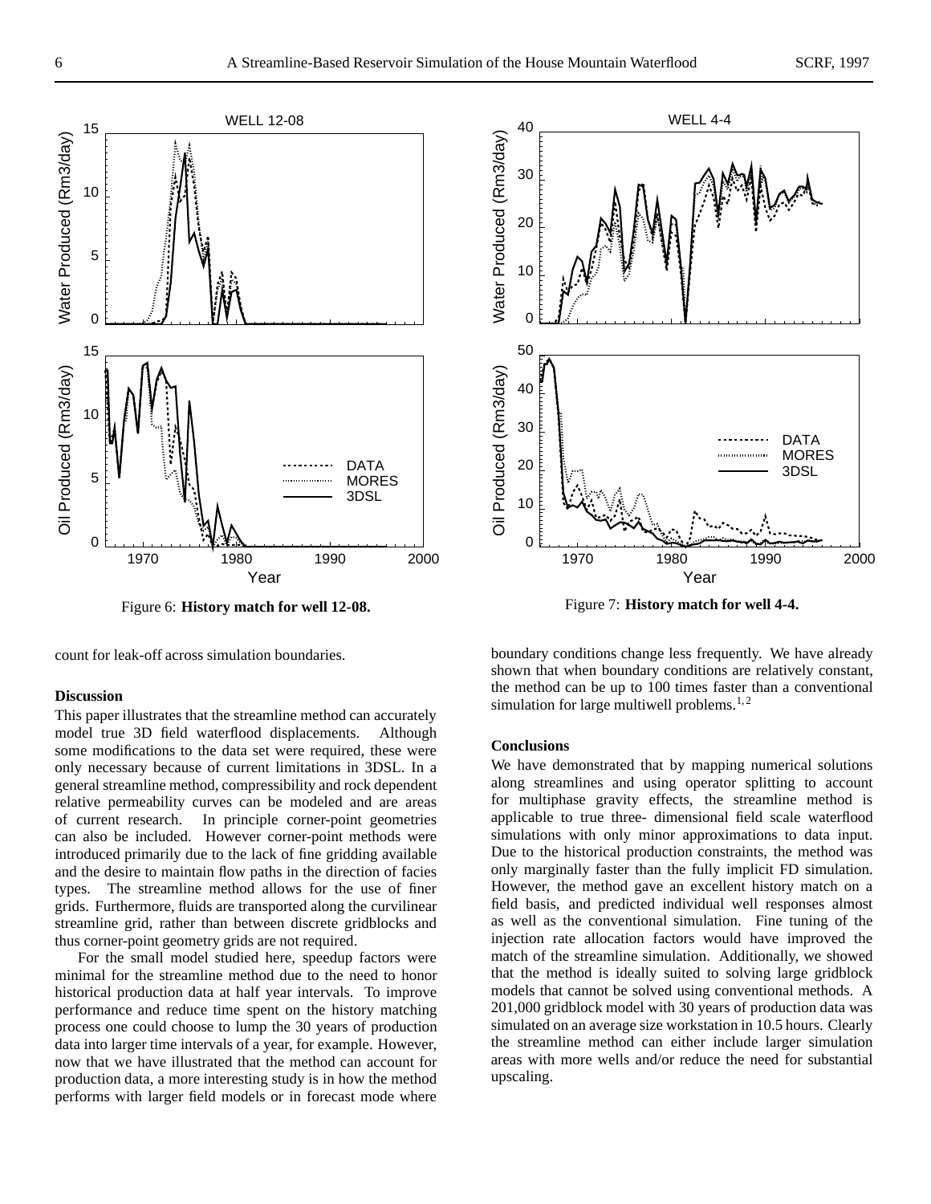Figure 6: **History match for well 12-08.**

Figure 7: **History match for well 4-4.**

count for leak-off across simulation boundaries.

### Discussion

This paper illustrates that the streamline method can accurately model true 3D field waterflood displacements. Although some modifications to the data set were required, these were only necessary because of current limitations in 3DSL. In a general streamline method, compressibility and rock dependent relative permeability curves can be modeled and are areas of current research. In principle corner-point geometries can also be included. However corner-point methods were introduced primarily due to the lack of fine gridding available and the desire to maintain flow paths in the direction of facies types. The streamline method allows for the use of finer grids. Furthermore, fluids are transported along the curvilinear streamline grid, rather than between discrete gridblocks and thus corner-point geometry grids are not required.

For the small model studied here, speedup factors were minimal for the streamline method due to the need to honor historical production data at half year intervals. To improve performance and reduce time spent on the history matching process one could choose to lump the 30 years of production data into larger time intervals of a year, for example. However, now that we have illustrated that the method can account for production data, a more interesting study is in how the method performs with larger field models or in forecast mode where boundary conditions change less frequently. We have already shown that when boundary conditions are relatively constant, the method can be up to 100 times faster than a conventional simulation for large multiwell problems.[1,2]

### Conclusions

We have demonstrated that by mapping numerical solutions along streamlines and using operator splitting to account for multiphase gravity effects, the streamline method is applicable to true three- dimensional field scale waterflood simulations with only minor approximations to data input. Due to the historical production constraints, the method was only marginally faster than the fully implicit FD simulation. However, the method gave an excellent history match on a field basis, and predicted individual well responses almost as well as the conventional simulation. Fine tuning of the injection rate allocation factors would have improved the match of the streamline simulation. Additionally, we showed that the method is ideally suited to solving large gridblock models that cannot be solved using conventional methods. A 201,000 gridblock model with 30 years of production data was simulated on an average size workstation in 10.5 hours. Clearly the streamline method can either include larger simulation areas with more wells and/or reduce the need for substantial upscaling.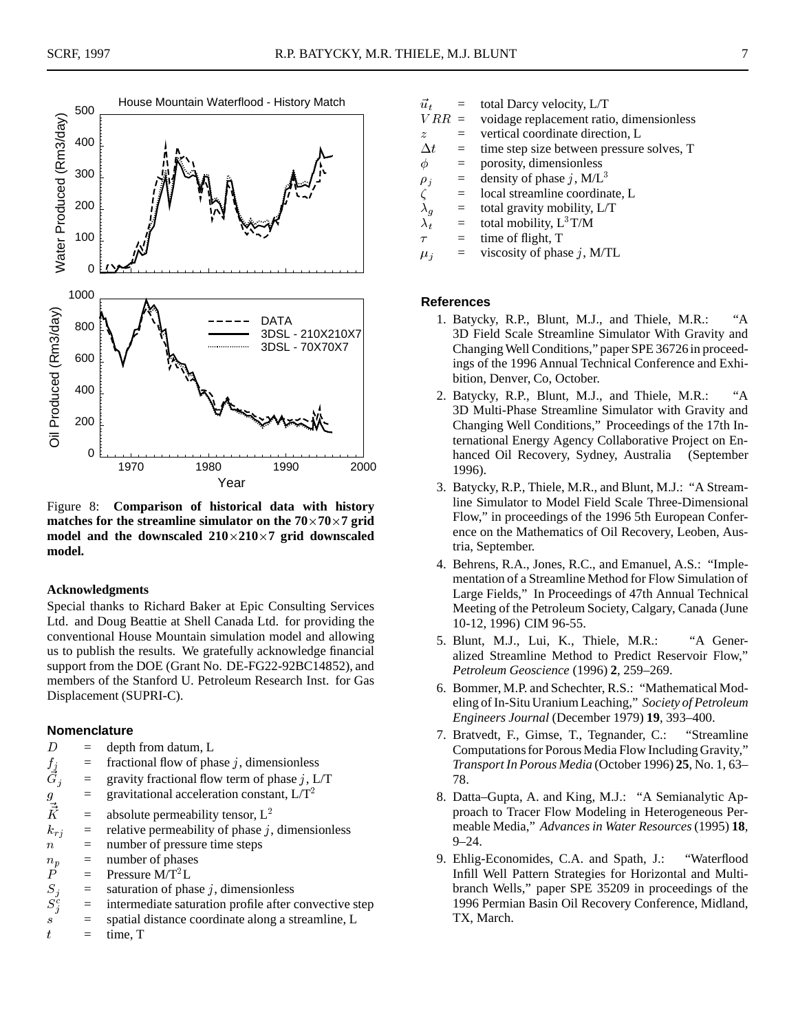Figure 8: **Comparison of historical data with history matches for the streamline simulator on the 70×70×7 grid model and the downscaled 210×210×7 grid downscaled model.**

### Acknowledgments

Special thanks to Richard Baker at Epic Consulting Services Ltd. and Doug Beattie at Shell Canada Ltd. for providing the conventional House Mountain simulation model and allowing us to publish the results. We gratefully acknowledge financial support from the DOE (Grant No. DE-FG22-92BC14852), and members of the Stanford U. Petroleum Research Inst. for Gas Displacement (SUPRI-C).

### Nomenclature

- $D$ = depth from datum, L
- $f_j$ = fractional flow of phase $j$, dimensionless
- $\vec{G}_j$ = gravity fractional flow term of phase $j$, L/T
- $g$ = gravitational acceleration constant, L/T$^2$
- $\vec{\vec{K}}$ = absolute permeability tensor, L$^2$
- $k_{rj}$ = relative permeability of phase $j$, dimensionless
- $n$ = number of pressure time steps
- $n_p$ = number of phases
- $P$ = Pressure M/T$^2$L
- $S_j$ = saturation of phase $j$, dimensionless
- $S_j^c$ = intermediate saturation profile after convective step
- $s$ = spatial distance coordinate along a streamline, L
- $t$ = time, T
- $\vec{u}_t$ = total Darcy velocity, L/T
- $VRR$ = voidage replacement ratio, dimensionless
- $z$ = vertical coordinate direction, L
- $\Delta t$ = time step size between pressure solves, T
- $\phi$ = porosity, dimensionless
- $\rho_j$ = density of phase $j$, M/L$^3$
- $\zeta$ = local streamline coordinate, L
- $\lambda_g$ = total gravity mobility, L/T
- $\lambda_t$ = total mobility, L$^3$T/M
- $\tau$ = time of flight, T
- $\mu_j$ = viscosity of phase $j$, M/TL

### References

1. Batycky, R.P., Blunt, M.J., and Thiele, M.R.: "A 3D Field Scale Streamline Simulator With Gravity and Changing Well Conditions," paper SPE 36726 in proceedings of the 1996 Annual Technical Conference and Exhibition, Denver, Co, October.
2. Batycky, R.P., Blunt, M.J., and Thiele, M.R.: "A 3D Multi-Phase Streamline Simulator with Gravity and Changing Well Conditions," Proceedings of the 17th International Energy Agency Collaborative Project on Enhanced Oil Recovery, Sydney, Australia (September 1996).
3. Batycky, R.P., Thiele, M.R., and Blunt, M.J.: "A Streamline Simulator to Model Field Scale Three-Dimensional Flow," in proceedings of the 1996 5th European Conference on the Mathematics of Oil Recovery, Leoben, Austria, September.
4. Behrens, R.A., Jones, R.C., and Emanuel, A.S.: "Implementation of a Streamline Method for Flow Simulation of Large Fields," In Proceedings of 47th Annual Technical Meeting of the Petroleum Society, Calgary, Canada (June 10-12, 1996) CIM 96-55.
5. Blunt, M.J., Lui, K., Thiele, M.R.: "A Generalized Streamline Method to Predict Reservoir Flow," *Petroleum Geoscience* (1996) **2**, 259–269.
6. Bommer, M.P. and Schechter, R.S.: "Mathematical Modeling of In-Situ Uranium Leaching," *Society of Petroleum Engineers Journal* (December 1979) **19**, 393–400.
7. Bratvedt, F., Gimse, T., Tegnander, C.: "Streamline Computations for Porous Media Flow Including Gravity," *Transport In Porous Media* (October 1996) **25**, No. 1, 63–78.
8. Datta–Gupta, A. and King, M.J.: "A Semianalytic Approach to Tracer Flow Modeling in Heterogeneous Permeable Media," *Advances in Water Resources* (1995) **18**, 9–24.
9. Ehlig-Economides, C.A. and Spath, J.: "Waterflood Infill Well Pattern Strategies for Horizontal and Multibranch Wells," paper SPE 35209 in proceedings of the 1996 Permian Basin Oil Recovery Conference, Midland, TX, March.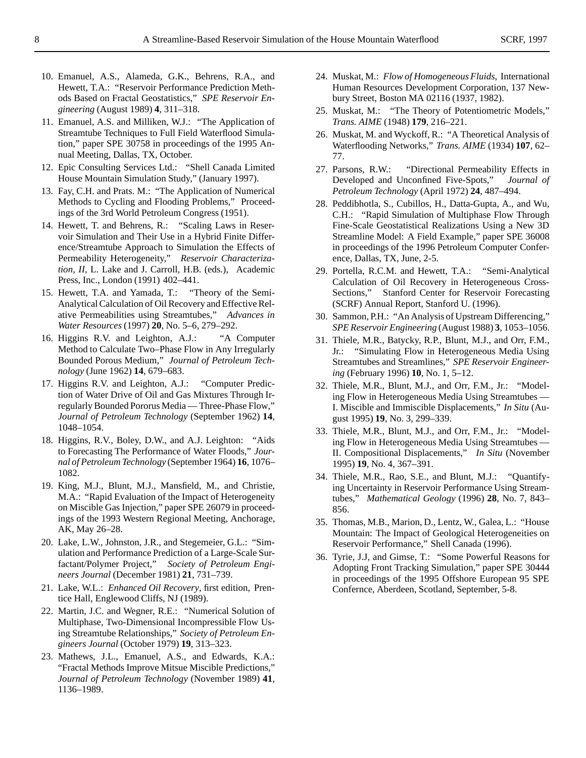10. Emanuel, A.S., Alameda, G.K., Behrens, R.A., and Hewett, T.A.: "Reservoir Performance Prediction Methods Based on Fractal Geostatistics," *SPE Reservoir Engineering* (August 1989) **4**, 311–318.
11. Emanuel, A.S. and Milliken, W.J.: "The Application of Streamtube Techniques to Full Field Waterflood Simulation," paper SPE 30758 in proceedings of the 1995 Annual Meeting, Dallas, TX, October.
12. Epic Consulting Services Ltd.: "Shell Canada Limited House Mountain Simulation Study," (January 1997).
13. Fay, C.H. and Prats. M.: "The Application of Numerical Methods to Cycling and Flooding Problems," Proceedings of the 3rd World Petroleum Congress (1951).
14. Hewett, T. and Behrens, R.: "Scaling Laws in Reservoir Simulation and Their Use in a Hybrid Finite Difference/Streamtube Approach to Simulation the Effects of Permeability Heterogeneity," *Reservoir Characterization, II*, L. Lake and J. Carroll, H.B. (eds.), Academic Press, Inc., London (1991) 402–441.
15. Hewett, T.A. and Yamada, T.: "Theory of the Semi-Analytical Calculation of Oil Recovery and Effective Relative Permeabilities using Streamtubes," *Advances in Water Resources* (1997) **20**, No. 5–6, 279–292.
16. Higgins R.V. and Leighton, A.J.: "A Computer Method to Calculate Two–Phase Flow in Any Irregularly Bounded Porous Medium," *Journal of Petroleum Technology* (June 1962) **14**, 679–683.
17. Higgins R.V. and Leighton, A.J.: "Computer Prediction of Water Drive of Oil and Gas Mixtures Through Irregularly Bounded Pororus Media — Three-Phase Flow," *Journal of Petroleum Technology* (September 1962) **14**, 1048–1054.
18. Higgins, R.V., Boley, D.W., and A.J. Leighton: "Aids to Forecasting The Performance of Water Floods," *Journal of Petroleum Technology* (September 1964) **16**, 1076–1082.
19. King, M.J., Blunt, M.J., Mansfield, M., and Christie, M.A.: "Rapid Evaluation of the Impact of Heterogeneity on Miscible Gas Injection," paper SPE 26079 in proceedings of the 1993 Western Regional Meeting, Anchorage, AK, May 26–28.
20. Lake, L.W., Johnston, J.R., and Stegemeier, G.L.: "Simulation and Performance Prediction of a Large-Scale Surfactant/Polymer Project," *Society of Petroleum Engineers Journal* (December 1981) **21**, 731–739.
21. Lake, W.L.: *Enhanced Oil Recovery*, first edition, Prentice Hall, Englewood Cliffs, NJ (1989).
22. Martin, J.C. and Wegner, R.E.: "Numerical Solution of Multiphase, Two-Dimensional Incompressible Flow Using Streamtube Relationships," *Society of Petroleum Engineers Journal* (October 1979) **19**, 313–323.
23. Mathews, J.L., Emanuel, A.S., and Edwards, K.A.: "Fractal Methods Improve Mitsue Miscible Predictions," *Journal of Petroleum Technology* (November 1989) **41**, 1136–1989.
24. Muskat, M.: *Flow of Homogeneous Fluids*, International Human Resources Development Corporation, 137 Newbury Street, Boston MA 02116 (1937, 1982).
25. Muskat, M.: "The Theory of Potentiometric Models," *Trans. AIME* (1948) **179**, 216–221.
26. Muskat, M. and Wyckoff, R.: "A Theoretical Analysis of Waterflooding Networks," *Trans. AIME* (1934) **107**, 62–77.
27. Parsons, R.W.: "Directional Permeability Effects in Developed and Unconfined Five-Spots," *Journal of Petroleum Technology* (April 1972) **24**, 487–494.
28. Peddibhotla, S., Cubillos, H., Datta-Gupta, A., and Wu, C.H.: "Rapid Simulation of Multiphase Flow Through Fine-Scale Geostatistical Realizations Using a New 3D Streamline Model: A Field Example," paper SPE 36008 in proceedings of the 1996 Petroleum Computer Conference, Dallas, TX, June, 2-5.
29. Portella, R.C.M. and Hewett, T.A.: "Semi-Analytical Calculation of Oil Recovery in Heterogeneous Cross-Sections," Stanford Center for Reservoir Forecasting (SCRF) Annual Report, Stanford U. (1996).
30. Sammon, P.H.: "An Analysis of Upstream Differencing," *SPE Reservoir Engineering* (August 1988) **3**, 1053–1056.
31. Thiele, M.R., Batycky, R.P., Blunt, M.J., and Orr, F.M., Jr.: "Simulating Flow in Heterogeneous Media Using Streamtubes and Streamlines," *SPE Reservoir Engineering* (February 1996) **10**, No. 1, 5–12.
32. Thiele, M.R., Blunt, M.J., and Orr, F.M., Jr.: "Modeling Flow in Heterogeneous Media Using Streamtubes — I. Miscible and Immiscible Displacements," *In Situ* (August 1995) **19**, No. 3, 299–339.
33. Thiele, M.R., Blunt, M.J., and Orr, F.M., Jr.: "Modeling Flow in Heterogeneous Media Using Streamtubes — II. Compositional Displacements," *In Situ* (November 1995) **19**, No. 4, 367–391.
34. Thiele, M.R., Rao, S.E., and Blunt, M.J.: "Quantifying Uncertainty in Reservoir Performance Using Streamtubes," *Mathematical Geology* (1996) **28**, No. 7, 843–856.
35. Thomas, M.B., Marion, D., Lentz, W., Galea, L.: "House Mountain: The Impact of Geological Heterogeneities on Reservoir Performance," Shell Canada (1996).
36. Tyrie, J.J, and Gimse, T.: "Some Powerful Reasons for Adopting Front Tracking Simulation," paper SPE 30444 in proceedings of the 1995 Offshore European 95 SPE Confernce, Aberdeen, Scotland, September, 5-8.